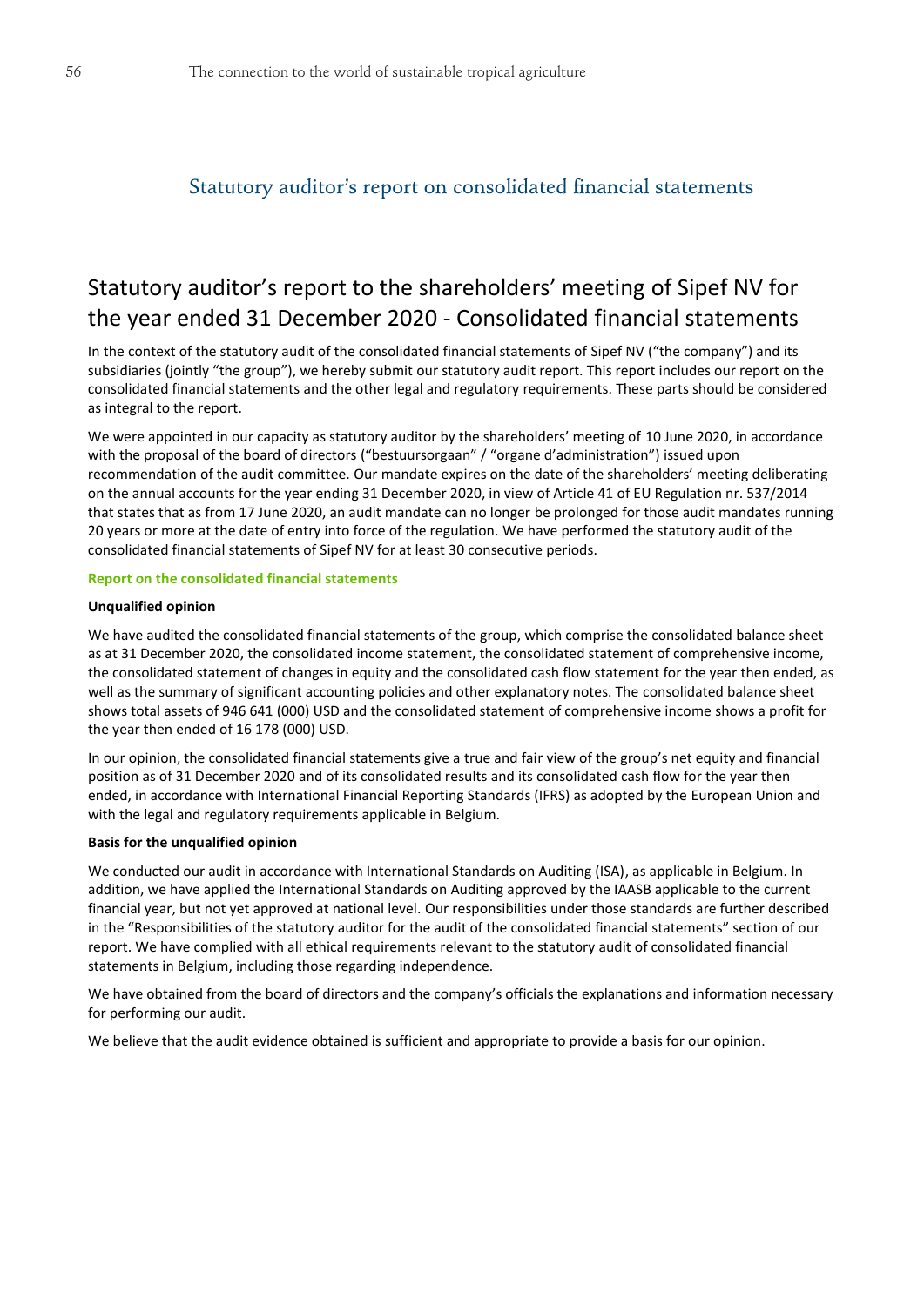## Statutory auditor's report on consolidated financial statements

# Statutory auditor's report to the shareholders' meeting of Sipef NV for the year ended 31 December 2020 - Consolidated financial statements

In the context of the statutory audit of the consolidated financial statements of Sipef NV ("the company") and its subsidiaries (jointly "the group"), we hereby submit our statutory audit report. This report includes our report on the consolidated financial statements and the other legal and regulatory requirements. These parts should be considered as integral to the report.

We were appointed in our capacity as statutory auditor by the shareholders' meeting of 10 June 2020, in accordance with the proposal of the board of directors ("bestuursorgaan" / "organe d'administration") issued upon recommendation of the audit committee. Our mandate expires on the date of the shareholders' meeting deliberating on the annual accounts for the year ending 31 December 2020, in view of Article 41 of EU Regulation nr. 537/2014 that states that as from 17 June 2020, an audit mandate can no longer be prolonged for those audit mandates running 20 years or more at the date of entry into force of the regulation. We have performed the statutory audit of the consolidated financial statements of Sipef NV for at least 30 consecutive periods.

### Report on the consolidated financial statements

**Unqualified opinion**

We have audited the consolidated financial statements of the group, which comprise the consolidated balance sheet as at 31 December 2020, the consolidated income statement, the consolidated statement of comprehensive income, the consolidated statement of changes in equity and the consolidated cash flow statement for the year then ended, as well as the summary of significant accounting policies and other explanatory notes. The consolidated balance sheet shows total assets of 946 641 (000) USD and the consolidated statement of comprehensive income shows a profit for the year then ended of 16 178 (000) USD.

In our opinion, the consolidated financial statements give a true and fair view of the group's net equity and financial position as of 31 December 2020 and of its consolidated results and its consolidated cash flow for the year then ended, in accordance with International Financial Reporting Standards (IFRS) as adopted by the European Union and with the legal and regulatory requirements applicable in Belgium.

**Basis for the unqualified opinion**

We conducted our audit in accordance with International Standards on Auditing (ISA), as applicable in Belgium. In addition, we have applied the International Standards on Auditing approved by the IAASB applicable to the current financial year, but not yet approved at national level. Our responsibilities under those standards are further described in the "Responsibilities of the statutory auditor for the audit of the consolidated financial statements" section of our report. We have complied with all ethical requirements relevant to the statutory audit of consolidated financial statements in Belgium, including those regarding independence.

We have obtained from the board of directors and the company's officials the explanations and information necessary for performing our audit.

We believe that the audit evidence obtained is sufficient and appropriate to provide a basis for our opinion.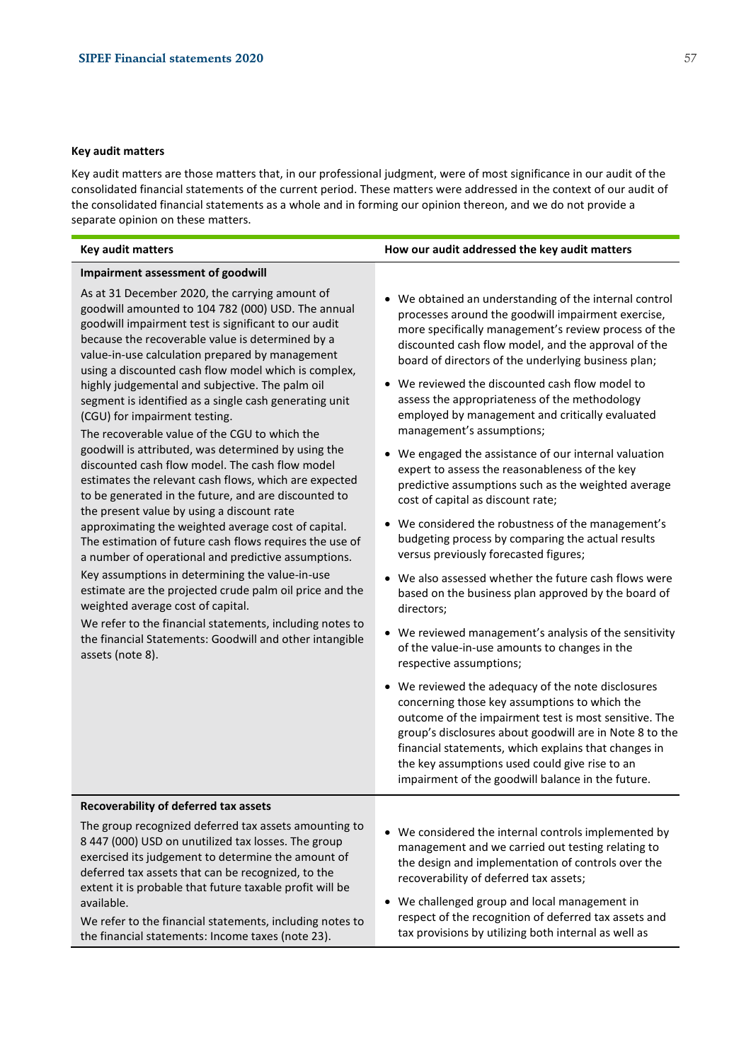**Key audit matters**

Key audit matters are those matters that, in our professional judgment, were of most significance in our audit of the consolidated financial statements of the current period. These matters were addressed in the context of our audit of the consolidated financial statements as a whole and in forming our opinion thereon, and we do not provide a separate opinion on these matters.

| Key audit matters | How our audit addressed the key audit matters |
|---|---|
| **Impairment assessment of goodwill**<br><br>As at 31 December 2020, the carrying amount of goodwill amounted to 104 782 (000) USD. The annual goodwill impairment test is significant to our audit because the recoverable value is determined by a value-in-use calculation prepared by management using a discounted cash flow model which is complex, highly judgemental and subjective. The palm oil segment is identified as a single cash generating unit (CGU) for impairment testing.<br><br>The recoverable value of the CGU to which the goodwill is attributed, was determined by using the discounted cash flow model. The cash flow model estimates the relevant cash flows, which are expected to be generated in the future, and are discounted to the present value by using a discount rate approximating the weighted average cost of capital. The estimation of future cash flows requires the use of a number of operational and predictive assumptions.<br><br>Key assumptions in determining the value-in-use estimate are the projected crude palm oil price and the weighted average cost of capital.<br><br>We refer to the financial statements, including notes to the financial Statements: Goodwill and other intangible assets (note 8). | • We obtained an understanding of the internal control processes around the goodwill impairment exercise, more specifically management's review process of the discounted cash flow model, and the approval of the board of directors of the underlying business plan;<br><br>• We reviewed the discounted cash flow model to assess the appropriateness of the methodology employed by management and critically evaluated management's assumptions;<br><br>• We engaged the assistance of our internal valuation expert to assess the reasonableness of the key predictive assumptions such as the weighted average cost of capital as discount rate;<br><br>• We considered the robustness of the management's budgeting process by comparing the actual results versus previously forecasted figures;<br><br>• We also assessed whether the future cash flows were based on the business plan approved by the board of directors;<br><br>• We reviewed management's analysis of the sensitivity of the value-in-use amounts to changes in the respective assumptions;<br><br>• We reviewed the adequacy of the note disclosures concerning those key assumptions to which the outcome of the impairment test is most sensitive. The group's disclosures about goodwill are in Note 8 to the financial statements, which explains that changes in the key assumptions used could give rise to an impairment of the goodwill balance in the future. |
| **Recoverability of deferred tax assets**<br><br>The group recognized deferred tax assets amounting to 8 447 (000) USD on unutilized tax losses. The group exercised its judgement to determine the amount of deferred tax assets that can be recognized, to the extent it is probable that future taxable profit will be available.<br><br>We refer to the financial statements, including notes to the financial statements: Income taxes (note 23). | • We considered the internal controls implemented by management and we carried out testing relating to the design and implementation of controls over the recoverability of deferred tax assets;<br><br>• We challenged group and local management in respect of the recognition of deferred tax assets and tax provisions by utilizing both internal as well as |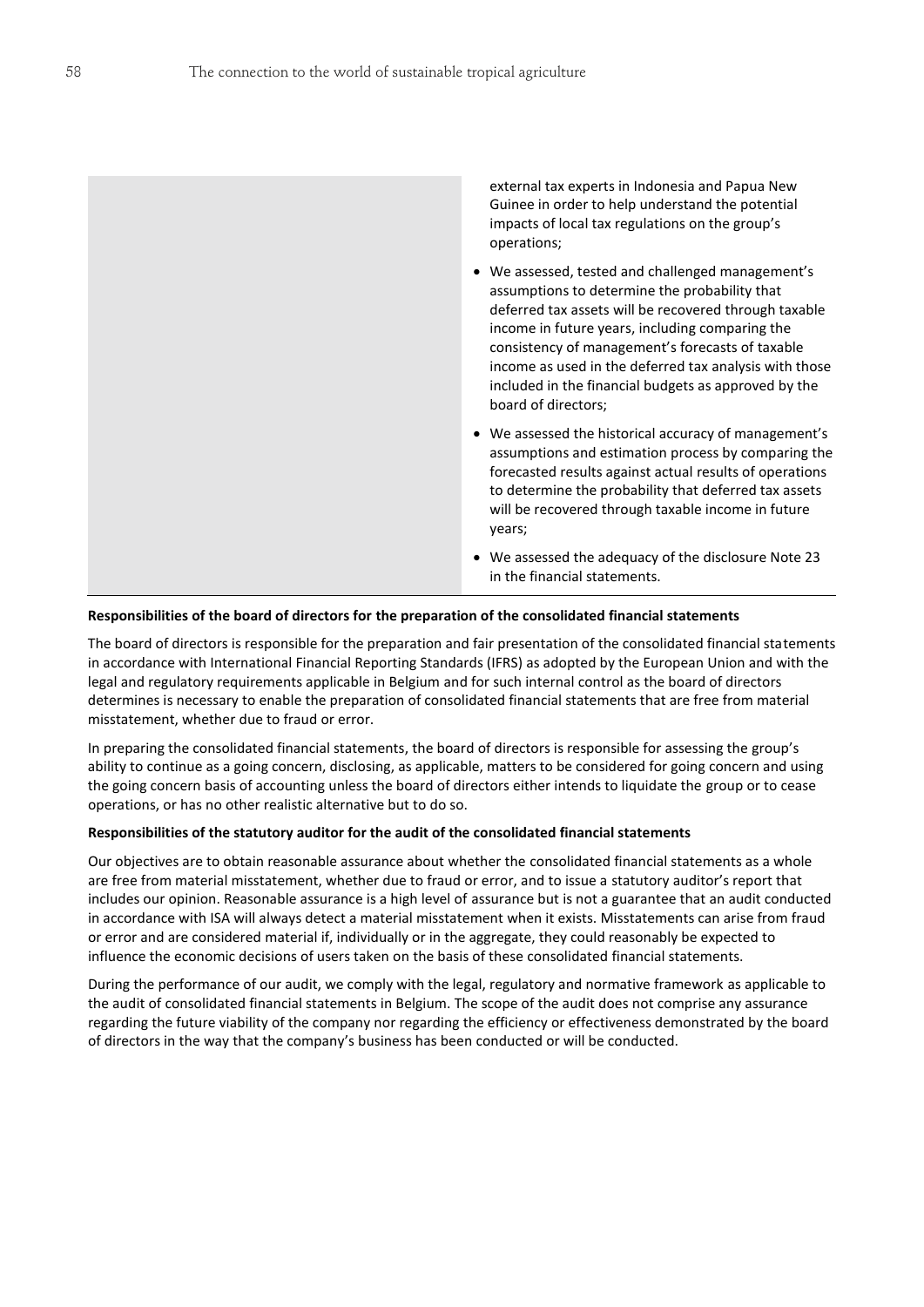| | external tax experts in Indonesia and Papua New Guinee in order to help understand the potential impacts of local tax regulations on the group's operations;<br>• We assessed, tested and challenged management's assumptions to determine the probability that deferred tax assets will be recovered through taxable income in future years, including comparing the consistency of management's forecasts of taxable income as used in the deferred tax analysis with those included in the financial budgets as approved by the board of directors;<br>• We assessed the historical accuracy of management's assumptions and estimation process by comparing the forecasted results against actual results of operations to determine the probability that deferred tax assets will be recovered through taxable income in future years;<br>• We assessed the adequacy of the disclosure Note 23 in the financial statements. |
|---|---|

**Responsibilities of the board of directors for the preparation of the consolidated financial statements**

The board of directors is responsible for the preparation and fair presentation of the consolidated financial statements in accordance with International Financial Reporting Standards (IFRS) as adopted by the European Union and with the legal and regulatory requirements applicable in Belgium and for such internal control as the board of directors determines is necessary to enable the preparation of consolidated financial statements that are free from material misstatement, whether due to fraud or error.

In preparing the consolidated financial statements, the board of directors is responsible for assessing the group's ability to continue as a going concern, disclosing, as applicable, matters to be considered for going concern and using the going concern basis of accounting unless the board of directors either intends to liquidate the group or to cease operations, or has no other realistic alternative but to do so.

**Responsibilities of the statutory auditor for the audit of the consolidated financial statements**

Our objectives are to obtain reasonable assurance about whether the consolidated financial statements as a whole are free from material misstatement, whether due to fraud or error, and to issue a statutory auditor's report that includes our opinion. Reasonable assurance is a high level of assurance but is not a guarantee that an audit conducted in accordance with ISA will always detect a material misstatement when it exists. Misstatements can arise from fraud or error and are considered material if, individually or in the aggregate, they could reasonably be expected to influence the economic decisions of users taken on the basis of these consolidated financial statements.

During the performance of our audit, we comply with the legal, regulatory and normative framework as applicable to the audit of consolidated financial statements in Belgium. The scope of the audit does not comprise any assurance regarding the future viability of the company nor regarding the efficiency or effectiveness demonstrated by the board of directors in the way that the company's business has been conducted or will be conducted.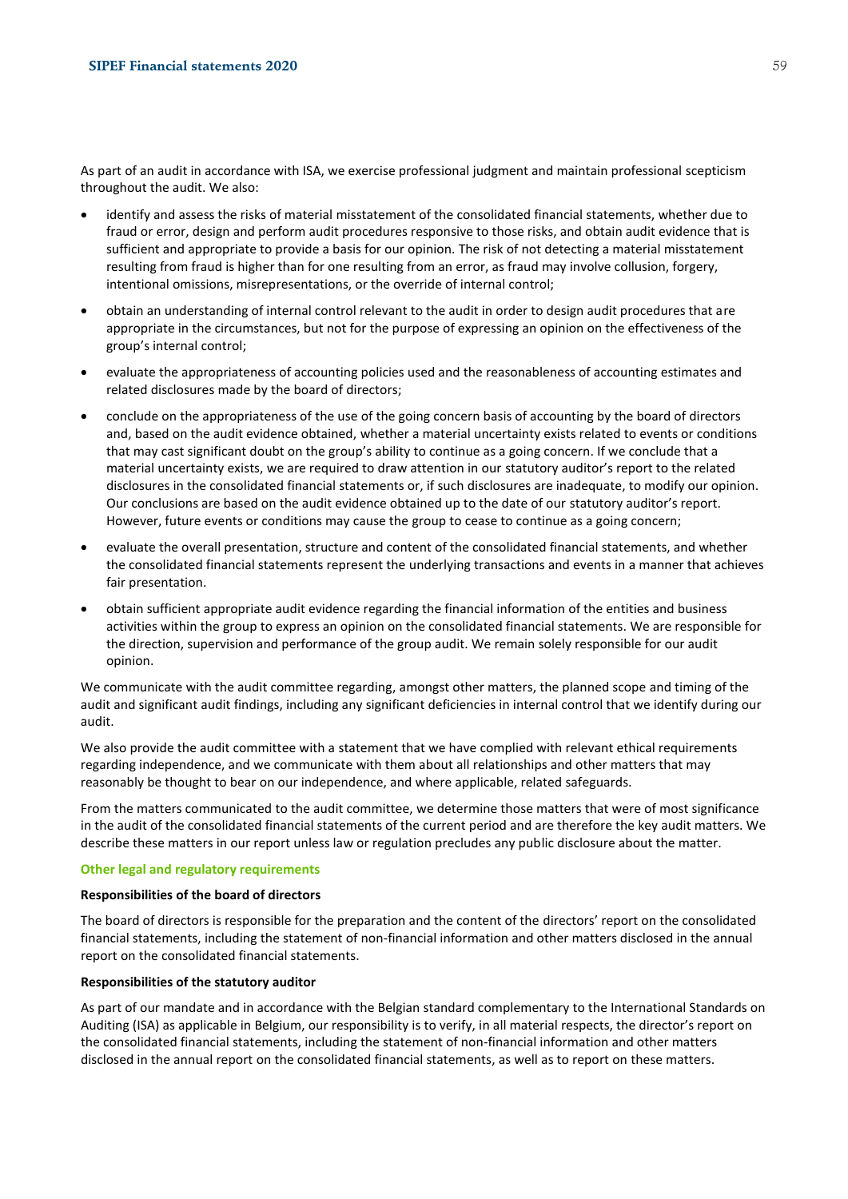As part of an audit in accordance with ISA, we exercise professional judgment and maintain professional scepticism throughout the audit. We also:

- identify and assess the risks of material misstatement of the consolidated financial statements, whether due to fraud or error, design and perform audit procedures responsive to those risks, and obtain audit evidence that is sufficient and appropriate to provide a basis for our opinion. The risk of not detecting a material misstatement resulting from fraud is higher than for one resulting from an error, as fraud may involve collusion, forgery, intentional omissions, misrepresentations, or the override of internal control;
- obtain an understanding of internal control relevant to the audit in order to design audit procedures that are appropriate in the circumstances, but not for the purpose of expressing an opinion on the effectiveness of the group's internal control;
- evaluate the appropriateness of accounting policies used and the reasonableness of accounting estimates and related disclosures made by the board of directors;
- conclude on the appropriateness of the use of the going concern basis of accounting by the board of directors and, based on the audit evidence obtained, whether a material uncertainty exists related to events or conditions that may cast significant doubt on the group's ability to continue as a going concern. If we conclude that a material uncertainty exists, we are required to draw attention in our statutory auditor's report to the related disclosures in the consolidated financial statements or, if such disclosures are inadequate, to modify our opinion. Our conclusions are based on the audit evidence obtained up to the date of our statutory auditor's report. However, future events or conditions may cause the group to cease to continue as a going concern;
- evaluate the overall presentation, structure and content of the consolidated financial statements, and whether the consolidated financial statements represent the underlying transactions and events in a manner that achieves fair presentation.
- obtain sufficient appropriate audit evidence regarding the financial information of the entities and business activities within the group to express an opinion on the consolidated financial statements. We are responsible for the direction, supervision and performance of the group audit. We remain solely responsible for our audit opinion.

We communicate with the audit committee regarding, amongst other matters, the planned scope and timing of the audit and significant audit findings, including any significant deficiencies in internal control that we identify during our audit.

We also provide the audit committee with a statement that we have complied with relevant ethical requirements regarding independence, and we communicate with them about all relationships and other matters that may reasonably be thought to bear on our independence, and where applicable, related safeguards.

From the matters communicated to the audit committee, we determine those matters that were of most significance in the audit of the consolidated financial statements of the current period and are therefore the key audit matters. We describe these matters in our report unless law or regulation precludes any public disclosure about the matter.

## Other legal and regulatory requirements

### Responsibilities of the board of directors

The board of directors is responsible for the preparation and the content of the directors' report on the consolidated financial statements, including the statement of non-financial information and other matters disclosed in the annual report on the consolidated financial statements.

### Responsibilities of the statutory auditor

As part of our mandate and in accordance with the Belgian standard complementary to the International Standards on Auditing (ISA) as applicable in Belgium, our responsibility is to verify, in all material respects, the director's report on the consolidated financial statements, including the statement of non-financial information and other matters disclosed in the annual report on the consolidated financial statements, as well as to report on these matters.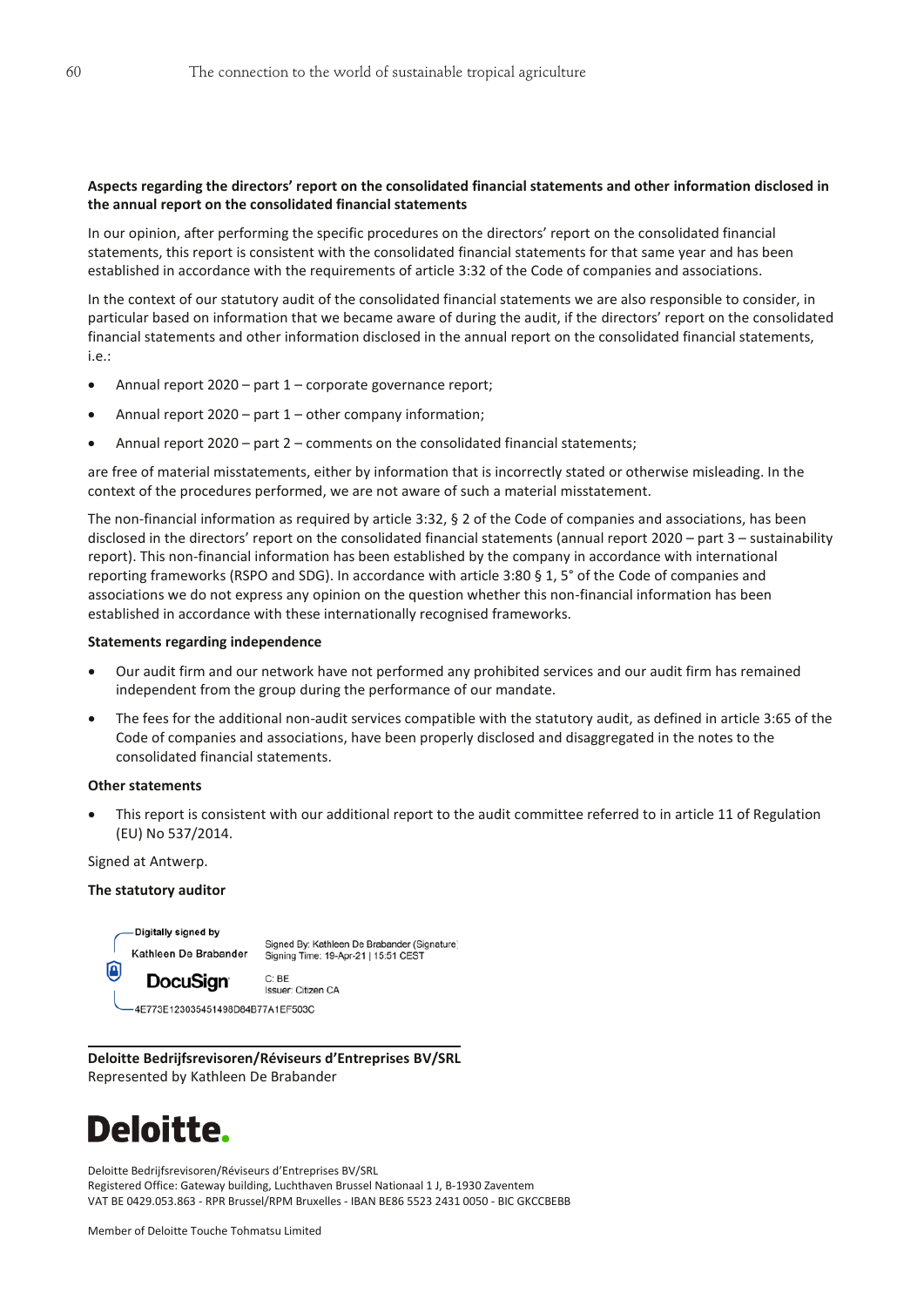**Aspects regarding the directors' report on the consolidated financial statements and other information disclosed in the annual report on the consolidated financial statements**

In our opinion, after performing the specific procedures on the directors' report on the consolidated financial statements, this report is consistent with the consolidated financial statements for that same year and has been established in accordance with the requirements of article 3:32 of the Code of companies and associations.

In the context of our statutory audit of the consolidated financial statements we are also responsible to consider, in particular based on information that we became aware of during the audit, if the directors' report on the consolidated financial statements and other information disclosed in the annual report on the consolidated financial statements, i.e.:

- Annual report 2020 – part 1 – corporate governance report;
- Annual report 2020 – part 1 – other company information;
- Annual report 2020 – part 2 – comments on the consolidated financial statements;

are free of material misstatements, either by information that is incorrectly stated or otherwise misleading. In the context of the procedures performed, we are not aware of such a material misstatement.

The non-financial information as required by article 3:32, § 2 of the Code of companies and associations, has been disclosed in the directors' report on the consolidated financial statements (annual report 2020 – part 3 – sustainability report). This non-financial information has been established by the company in accordance with international reporting frameworks (RSPO and SDG). In accordance with article 3:80 § 1, 5° of the Code of companies and associations we do not express any opinion on the question whether this non-financial information has been established in accordance with these internationally recognised frameworks.

**Statements regarding independence**

- Our audit firm and our network have not performed any prohibited services and our audit firm has remained independent from the group during the performance of our mandate.
- The fees for the additional non-audit services compatible with the statutory audit, as defined in article 3:65 of the Code of companies and associations, have been properly disclosed and disaggregated in the notes to the consolidated financial statements.

**Other statements**

- This report is consistent with our additional report to the audit committee referred to in article 11 of Regulation (EU) No 537/2014.

Signed at Antwerp.

**The statutory auditor**

Digitally signed by Kathleen De Brabander
Signed By: Kathleen De Brabander (Signature)
Signing Time: 19-Apr-21 | 15:51 CEST
C: BE
Issuer: Citizen CA
DocuSign
4E773E123035451498D84B77A1EF503C

**Deloitte Bedrijfsrevisoren/Réviseurs d'Entreprises BV/SRL**
Represented by Kathleen De Brabander

Deloitte.

Deloitte Bedrijfsrevisoren/Réviseurs d'Entreprises BV/SRL
Registered Office: Gateway building, Luchthaven Brussel Nationaal 1 J, B-1930 Zaventem
VAT BE 0429.053.863 - RPR Brussel/RPM Bruxelles - IBAN BE86 5523 2431 0050 - BIC GKCCBEBB

Member of Deloitte Touche Tohmatsu Limited